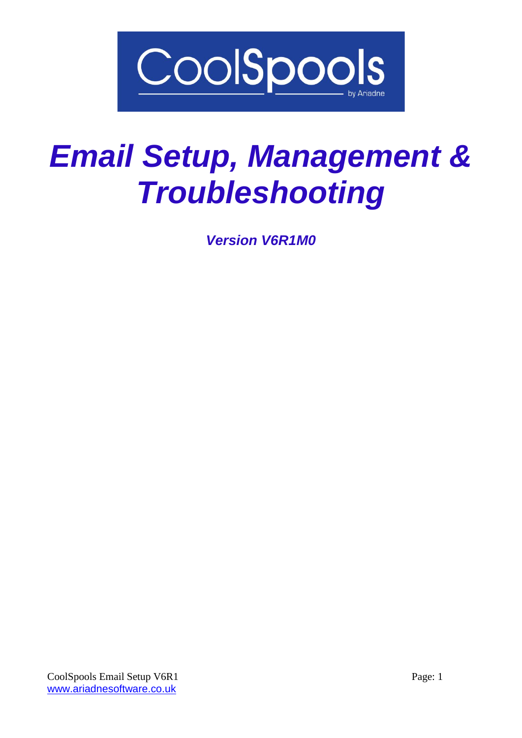CoolSpools by Ariadne

# *Email Setup, Management & Troubleshooting*

***Version V6R1M0***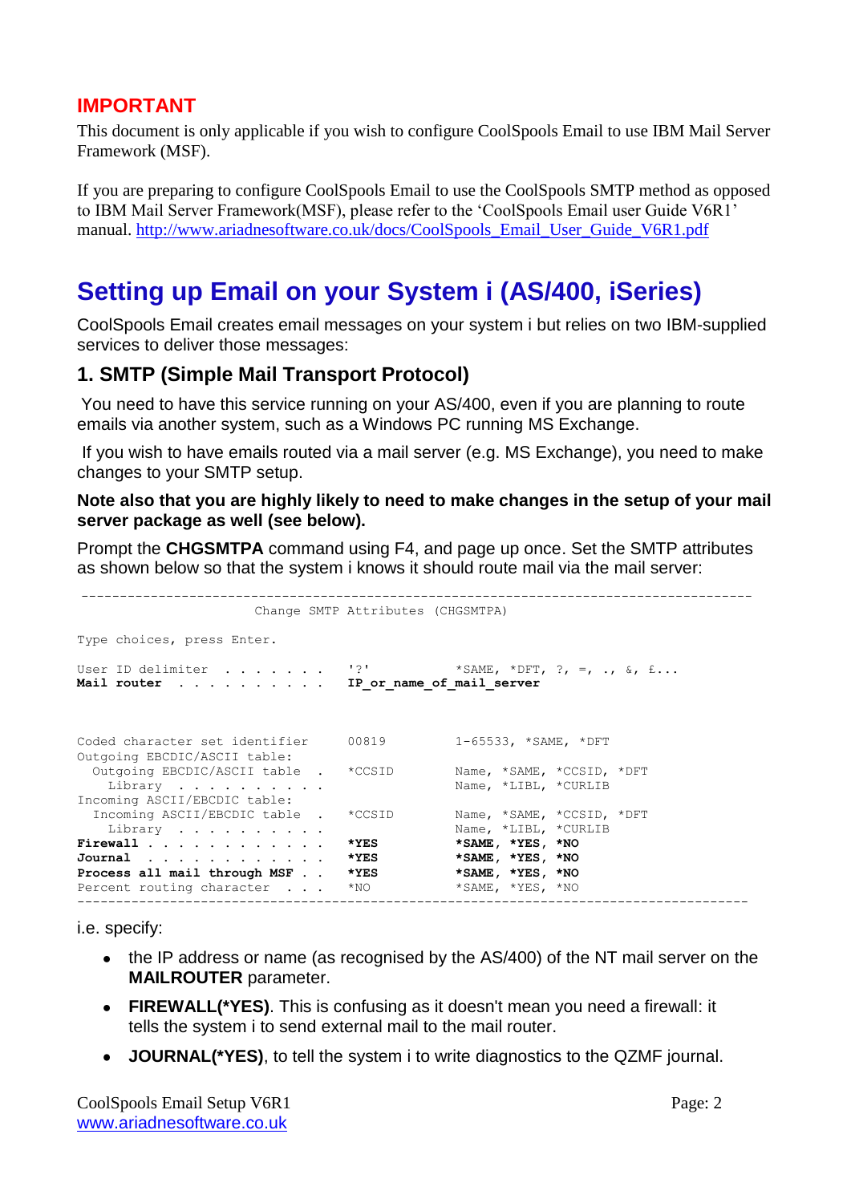## IMPORTANT

This document is only applicable if you wish to configure CoolSpools Email to use IBM Mail Server Framework (MSF).

If you are preparing to configure CoolSpools Email to use the CoolSpools SMTP method as opposed to IBM Mail Server Framework(MSF), please refer to the 'CoolSpools Email user Guide V6R1' manual. http://www.ariadnesoftware.co.uk/docs/CoolSpools_Email_User_Guide_V6R1.pdf

# Setting up Email on your System i (AS/400, iSeries)

CoolSpools Email creates email messages on your system i but relies on two IBM-supplied services to deliver those messages:

## 1. SMTP (Simple Mail Transport Protocol)

You need to have this service running on your AS/400, even if you are planning to route emails via another system, such as a Windows PC running MS Exchange.

If you wish to have emails routed via a mail server (e.g. MS Exchange), you need to make changes to your SMTP setup.

**Note also that you are highly likely to need to make changes in the setup of your mail server package as well (see below).**

Prompt the **CHGSMTPA** command using F4, and page up once. Set the SMTP attributes as shown below so that the system i knows it should route mail via the mail server:

```
                         Change SMTP Attributes (CHGSMTPA)

Type choices, press Enter.

User ID delimiter . . . . . . .   '?'           *SAME, *DFT, ?, =, ., &, £...
Mail router . . . . . . . . . .   IP_or_name_of_mail_server



Coded character set identifier    00819         1-65533, *SAME, *DFT
Outgoing EBCDIC/ASCII table:
  Outgoing EBCDIC/ASCII table  .  *CCSID        Name, *SAME, *CCSID, *DFT
    Library  . . . . . . . . .                  Name, *LIBL, *CURLIB
Incoming ASCII/EBCDIC table:
  Incoming ASCII/EBCDIC table  .  *CCSID        Name, *SAME, *CCSID, *DFT
    Library  . . . . . . . . .                  Name, *LIBL, *CURLIB
Firewall . . . . . . . . . . .    *YES          *SAME, *YES, *NO
Journal  . . . . . . . . . . .    *YES          *SAME, *YES, *NO
Process all mail through MSF . .  *YES          *SAME, *YES, *NO
Percent routing character  . . .  *NO           *SAME, *YES, *NO
```

i.e. specify:

- the IP address or name (as recognised by the AS/400) of the NT mail server on the **MAILROUTER** parameter.
- **FIREWALL(*YES)**. This is confusing as it doesn't mean you need a firewall: it tells the system i to send external mail to the mail router.
- **JOURNAL(*YES)**, to tell the system i to write diagnostics to the QZMF journal.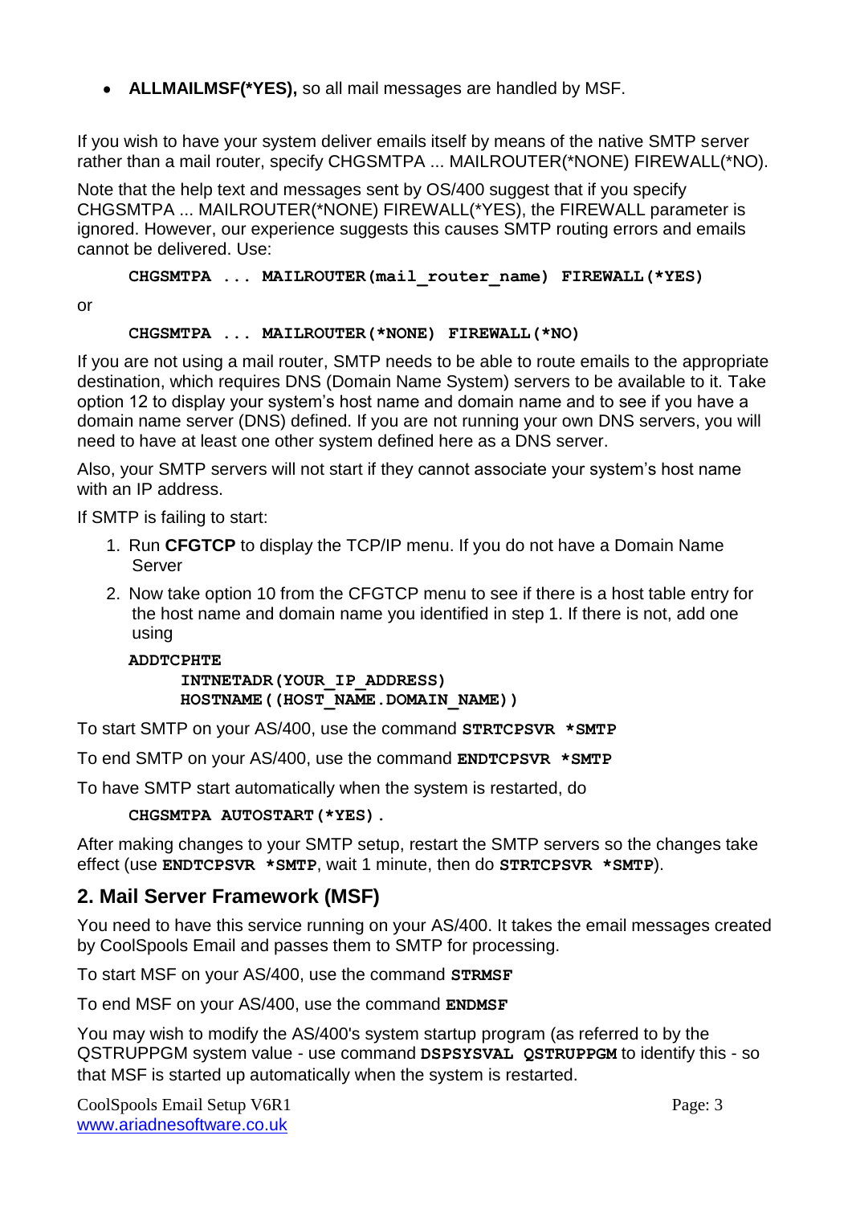- **ALLMAILMSF(*YES),** so all mail messages are handled by MSF.

If you wish to have your system deliver emails itself by means of the native SMTP server rather than a mail router, specify CHGSMTPA ... MAILROUTER(*NONE) FIREWALL(*NO).

Note that the help text and messages sent by OS/400 suggest that if you specify CHGSMTPA ... MAILROUTER(*NONE) FIREWALL(*YES), the FIREWALL parameter is ignored. However, our experience suggests this causes SMTP routing errors and emails cannot be delivered. Use:

```
CHGSMTPA ... MAILROUTER(mail_router_name) FIREWALL(*YES)
```

or

```
CHGSMTPA ... MAILROUTER(*NONE) FIREWALL(*NO)
```

If you are not using a mail router, SMTP needs to be able to route emails to the appropriate destination, which requires DNS (Domain Name System) servers to be available to it. Take option 12 to display your system's host name and domain name and to see if you have a domain name server (DNS) defined. If you are not running your own DNS servers, you will need to have at least one other system defined here as a DNS server.

Also, your SMTP servers will not start if they cannot associate your system's host name with an IP address.

If SMTP is failing to start:

1. Run **CFGTCP** to display the TCP/IP menu. If you do not have a Domain Name Server
2. Now take option 10 from the CFGTCP menu to see if there is a host table entry for the host name and domain name you identified in step 1. If there is not, add one using

```
ADDTCPHTE
      INTNETADR(YOUR_IP_ADDRESS)
      HOSTNAME((HOST_NAME.DOMAIN_NAME))
```

To start SMTP on your AS/400, use the command **STRTCPSVR *SMTP**

To end SMTP on your AS/400, use the command **ENDTCPSVR *SMTP**

To have SMTP start automatically when the system is restarted, do

```
CHGSMTPA AUTOSTART(*YES).
```

After making changes to your SMTP setup, restart the SMTP servers so the changes take effect (use **ENDTCPSVR *SMTP**, wait 1 minute, then do **STRTCPSVR *SMTP**).

## 2. Mail Server Framework (MSF)

You need to have this service running on your AS/400. It takes the email messages created by CoolSpools Email and passes them to SMTP for processing.

To start MSF on your AS/400, use the command **STRMSF**

To end MSF on your AS/400, use the command **ENDMSF**

You may wish to modify the AS/400's system startup program (as referred to by the QSTRUPPGM system value - use command **DSPSYSVAL QSTRUPPGM** to identify this - so that MSF is started up automatically when the system is restarted.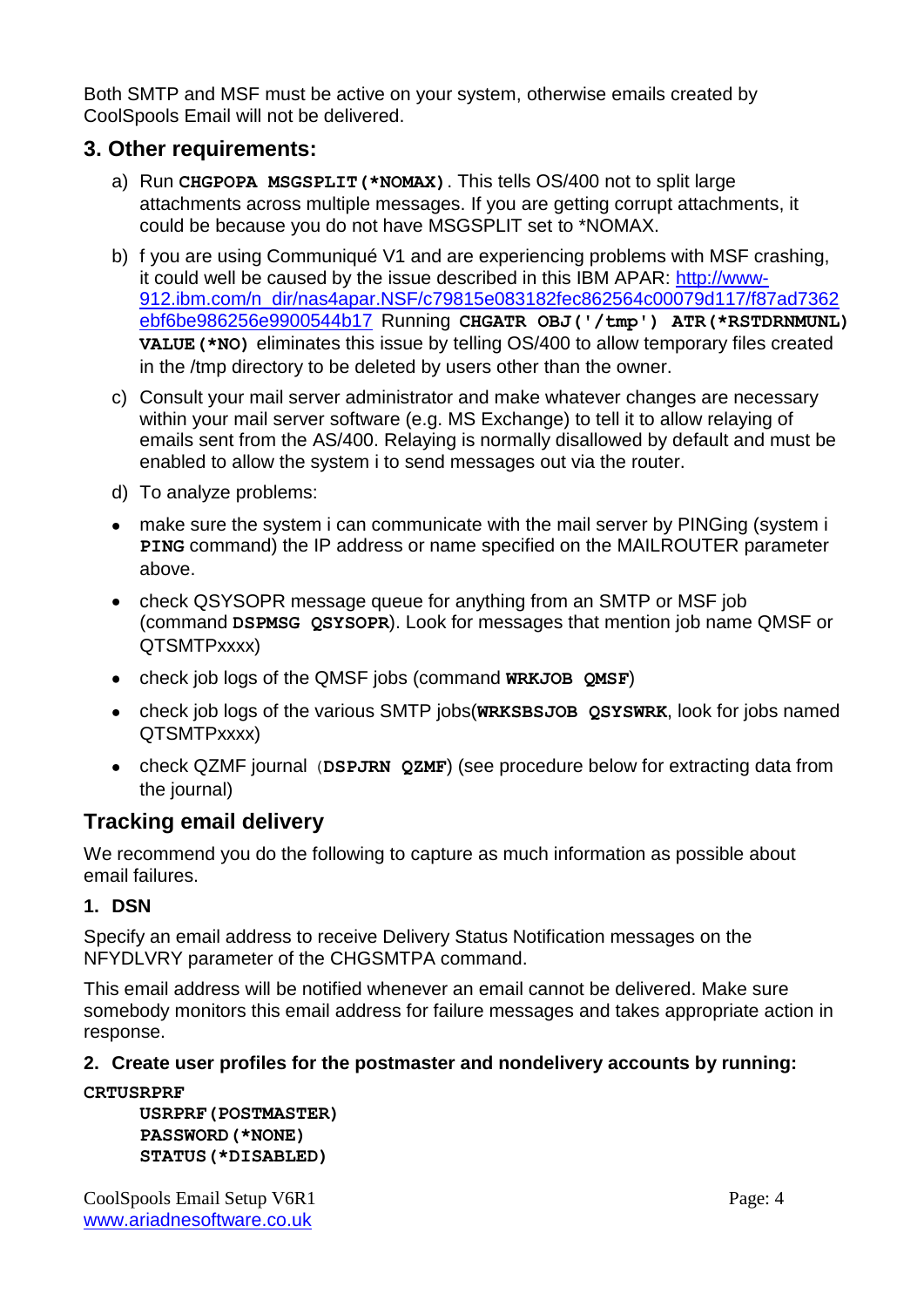Both SMTP and MSF must be active on your system, otherwise emails created by CoolSpools Email will not be delivered.

## 3. Other requirements:

a) Run **CHGPOPA MSGSPLIT(*NOMAX)**. This tells OS/400 not to split large attachments across multiple messages. If you are getting corrupt attachments, it could be because you do not have MSGSPLIT set to *NOMAX.

b) f you are using Communiqué V1 and are experiencing problems with MSF crashing, it could well be caused by the issue described in this IBM APAR: [http://www-912.ibm.com/n_dir/nas4apar.NSF/c79815e083182fec862564c00079d117/f87ad7362ebf6be986256e9900544b17](http://www-912.ibm.com/n_dir/nas4apar.NSF/c79815e083182fec862564c00079d117/f87ad7362ebf6be986256e9900544b17) Running **CHGATR OBJ('/tmp') ATR(*RSTDRNMUNL) VALUE(*NO)** eliminates this issue by telling OS/400 to allow temporary files created in the /tmp directory to be deleted by users other than the owner.

c) Consult your mail server administrator and make whatever changes are necessary within your mail server software (e.g. MS Exchange) to tell it to allow relaying of emails sent from the AS/400. Relaying is normally disallowed by default and must be enabled to allow the system i to send messages out via the router.

d) To analyze problems:

- make sure the system i can communicate with the mail server by PINGing (system i **PING** command) the IP address or name specified on the MAILROUTER parameter above.
- check QSYSOPR message queue for anything from an SMTP or MSF job (command **DSPMSG QSYSOPR**). Look for messages that mention job name QMSF or QTSMTPxxxx)
- check job logs of the QMSF jobs (command **WRKJOB QMSF**)
- check job logs of the various SMTP jobs(**WRKSBSJOB QSYSWRK**, look for jobs named QTSMTPxxxx)
- check QZMF journal（**DSPJRN QZMF**) (see procedure below for extracting data from the journal)

## Tracking email delivery

We recommend you do the following to capture as much information as possible about email failures.

### 1. DSN

Specify an email address to receive Delivery Status Notification messages on the NFYDLVRY parameter of the CHGSMTPA command.

This email address will be notified whenever an email cannot be delivered. Make sure somebody monitors this email address for failure messages and takes appropriate action in response.

### 2. Create user profiles for the postmaster and nondelivery accounts by running:

```
CRTUSRPRF
     USRPRF(POSTMASTER)
     PASSWORD(*NONE)
     STATUS(*DISABLED)
```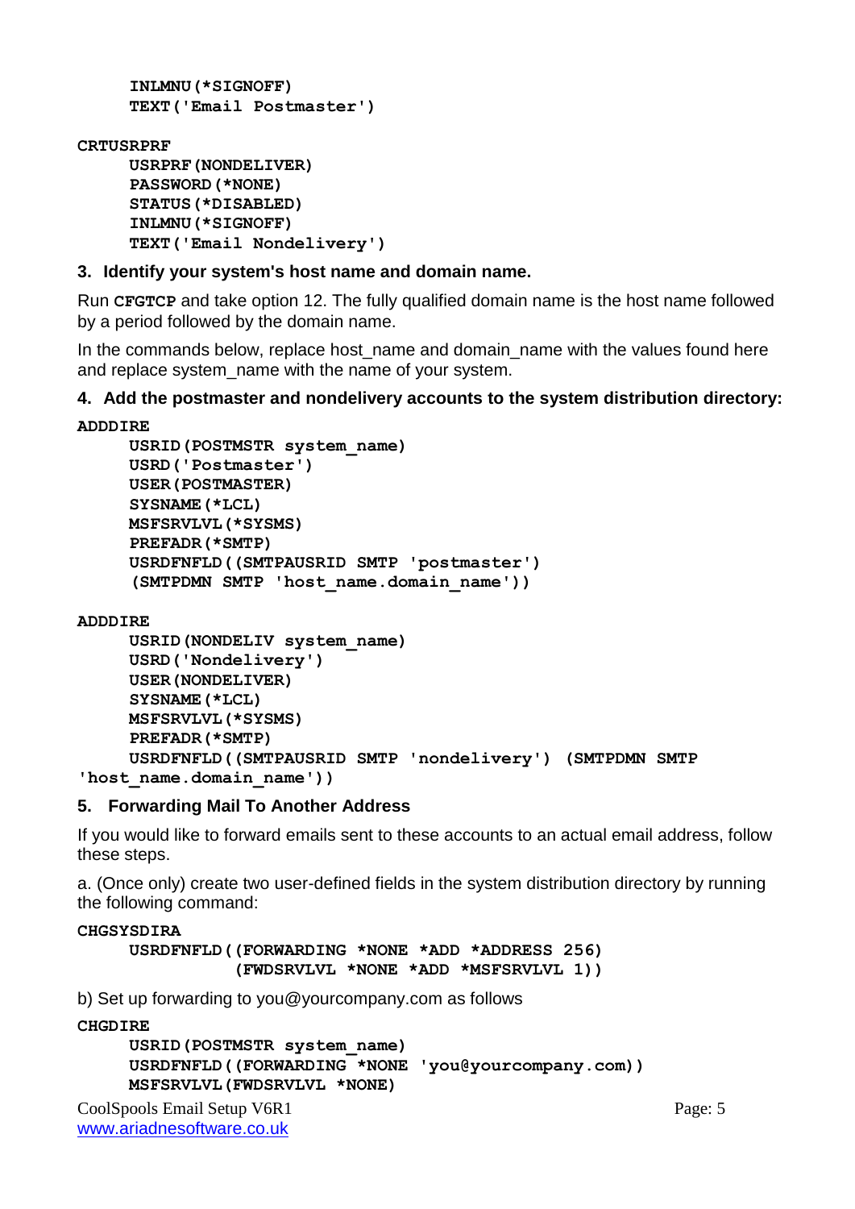```
     INLMNU(*SIGNOFF)
     TEXT('Email Postmaster')

CRTUSRPRF
     USRPRF(NONDELIVER)
     PASSWORD(*NONE)
     STATUS(*DISABLED)
     INLMNU(*SIGNOFF)
     TEXT('Email Nondelivery')
```

### 3. Identify your system's host name and domain name.

Run **CFGTCP** and take option 12. The fully qualified domain name is the host name followed by a period followed by the domain name.

In the commands below, replace host_name and domain_name with the values found here and replace system_name with the name of your system.

### 4. Add the postmaster and nondelivery accounts to the system distribution directory:

```
ADDDIRE
     USRID(POSTMSTR system_name)
     USRD('Postmaster')
     USER(POSTMASTER)
     SYSNAME(*LCL)
     MSFSRVLVL(*SYSMS)
     PREFADR(*SMTP)
     USRDFNFLD((SMTPAUSRID SMTP 'postmaster')
      (SMTPDMN SMTP 'host_name.domain_name'))

ADDDIRE
     USRID(NONDELIV system_name)
     USRD('Nondelivery')
     USER(NONDELIVER)
     SYSNAME(*LCL)
     MSFSRVLVL(*SYSMS)
     PREFADR(*SMTP)
     USRDFNFLD((SMTPAUSRID SMTP 'nondelivery') (SMTPDMN SMTP
'host_name.domain_name'))
```

### 5. Forwarding Mail To Another Address

If you would like to forward emails sent to these accounts to an actual email address, follow these steps.

a. (Once only) create two user-defined fields in the system distribution directory by running the following command:

```
CHGSYSDIRA
     USRDFNFLD((FORWARDING *NONE *ADD *ADDRESS 256)
               (FWDSRVLVL *NONE *ADD *MSFSRVLVL 1))
```

b) Set up forwarding to you@yourcompany.com as follows

```
CHGDIRE
     USRID(POSTMSTR system_name)
     USRDFNFLD((FORWARDING *NONE 'you@yourcompany.com))
     MSFSRVLVL(FWDSRVLVL *NONE)
```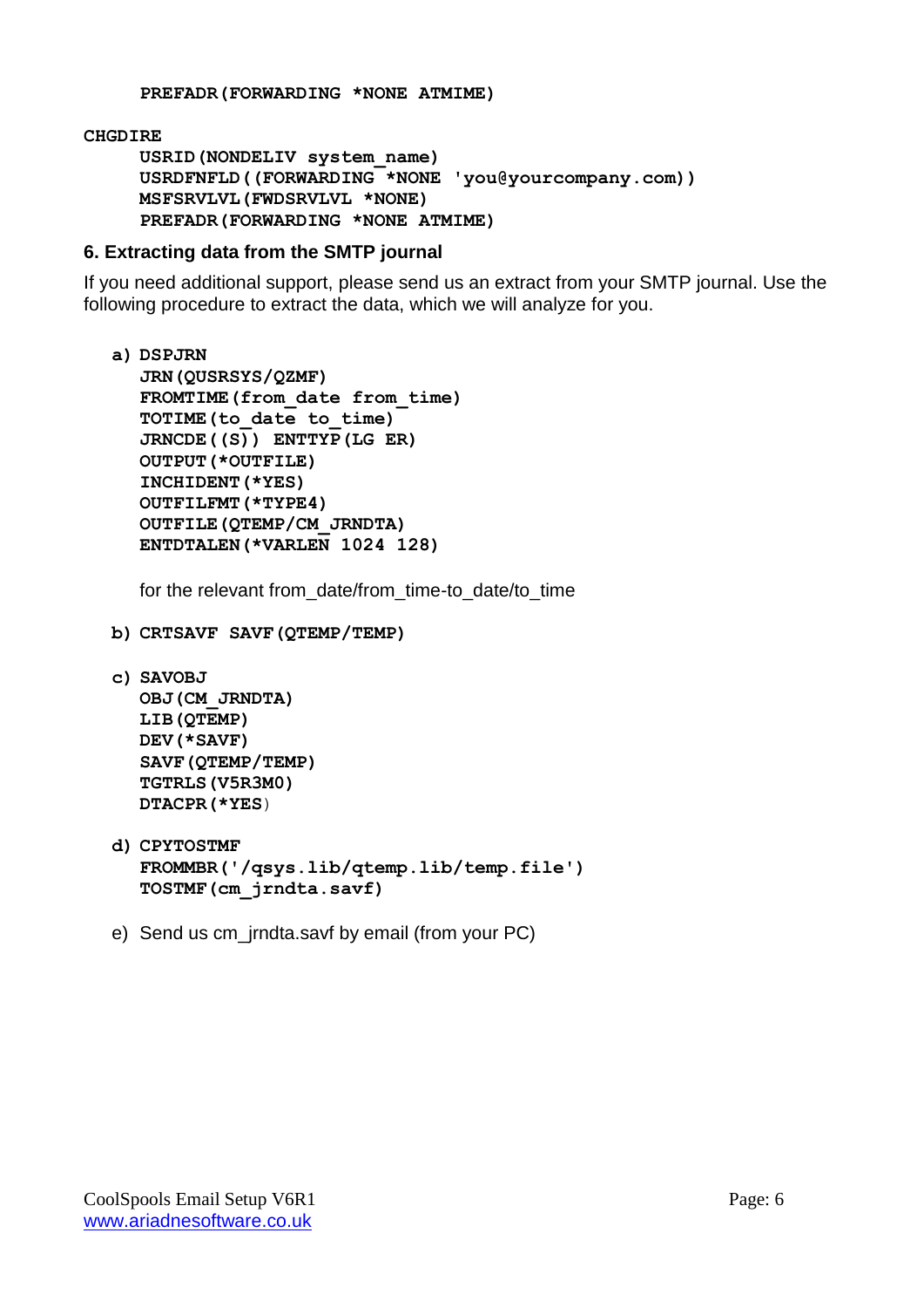```
    PREFADR(FORWARDING *NONE ATMIME)

CHGDIRE
    USRID(NONDELIV system_name)
    USRDFNFLD((FORWARDING *NONE 'you@yourcompany.com))
    MSFSRVLVL(FWDSRVLVL *NONE)
    PREFADR(FORWARDING *NONE ATMIME)
```

## 6. Extracting data from the SMTP journal

If you need additional support, please send us an extract from your SMTP journal. Use the following procedure to extract the data, which we will analyze for you.

a)
```
DSPJRN
JRN(QUSRSYS/QZMF)
FROMTIME(from_date from_time)
TOTIME(to_date to_time)
JRNCDE((S)) ENTTYP(LG ER)
OUTPUT(*OUTFILE)
INCHIDENT(*YES)
OUTFILFMT(*TYPE4)
OUTFILE(QTEMP/CM_JRNDTA)
ENTDTALEN(*VARLEN 1024 128)
```

for the relevant from_date/from_time-to_date/to_time

b)
```
CRTSAVF SAVF(QTEMP/TEMP)
```

c)
```
SAVOBJ
OBJ(CM_JRNDTA)
LIB(QTEMP)
DEV(*SAVF)
SAVF(QTEMP/TEMP)
TGTRLS(V5R3M0)
DTACPR(*YES)
```

d)
```
CPYTOSTMF
FROMMBR('/qsys.lib/qtemp.lib/temp.file')
TOSTMF(cm_jrndta.savf)
```

e) Send us cm_jrndta.savf by email (from your PC)